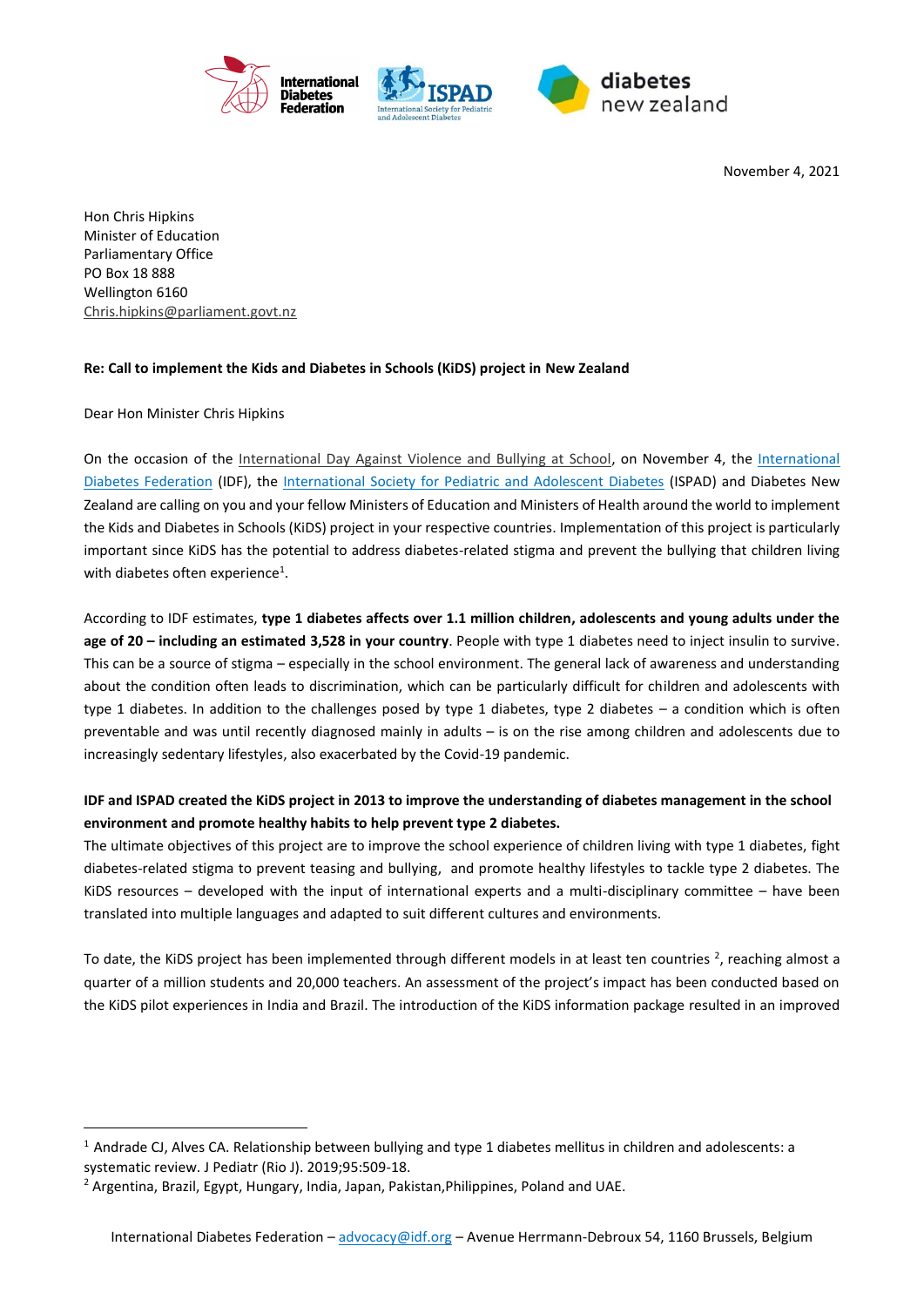November 4, 2021

Hon Chris Hipkins  
Minister of Education  
Parliamentary Office  
PO Box 18 888  
Wellington 6160  
Chris.hipkins@parliament.govt.nz

**Re: Call to implement the Kids and Diabetes in Schools (KiDS) project in New Zealand**

Dear Hon Minister Chris Hipkins

On the occasion of the International Day Against Violence and Bullying at School, on November 4, the International Diabetes Federation (IDF), the International Society for Pediatric and Adolescent Diabetes (ISPAD) and Diabetes New Zealand are calling on you and your fellow Ministers of Education and Ministers of Health around the world to implement the Kids and Diabetes in Schools (KiDS) project in your respective countries. Implementation of this project is particularly important since KiDS has the potential to address diabetes-related stigma and prevent the bullying that children living with diabetes often experience[1].

According to IDF estimates, **type 1 diabetes affects over 1.1 million children, adolescents and young adults under the age of 20 – including an estimated 3,528 in your country**. People with type 1 diabetes need to inject insulin to survive. This can be a source of stigma – especially in the school environment. The general lack of awareness and understanding about the condition often leads to discrimination, which can be particularly difficult for children and adolescents with type 1 diabetes. In addition to the challenges posed by type 1 diabetes, type 2 diabetes – a condition which is often preventable and was until recently diagnosed mainly in adults – is on the rise among children and adolescents due to increasingly sedentary lifestyles, also exacerbated by the Covid-19 pandemic.

**IDF and ISPAD created the KiDS project in 2013 to improve the understanding of diabetes management in the school environment and promote healthy habits to help prevent type 2 diabetes.**

The ultimate objectives of this project are to improve the school experience of children living with type 1 diabetes, fight diabetes-related stigma to prevent teasing and bullying, and promote healthy lifestyles to tackle type 2 diabetes. The KiDS resources – developed with the input of international experts and a multi-disciplinary committee – have been translated into multiple languages and adapted to suit different cultures and environments.

To date, the KiDS project has been implemented through different models in at least ten countries [2], reaching almost a quarter of a million students and 20,000 teachers. An assessment of the project's impact has been conducted based on the KiDS pilot experiences in India and Brazil. The introduction of the KiDS information package resulted in an improved

[1] Andrade CJ, Alves CA. Relationship between bullying and type 1 diabetes mellitus in children and adolescents: a systematic review. J Pediatr (Rio J). 2019;95:509-18.

[2] Argentina, Brazil, Egypt, Hungary, India, Japan, Pakistan,Philippines, Poland and UAE.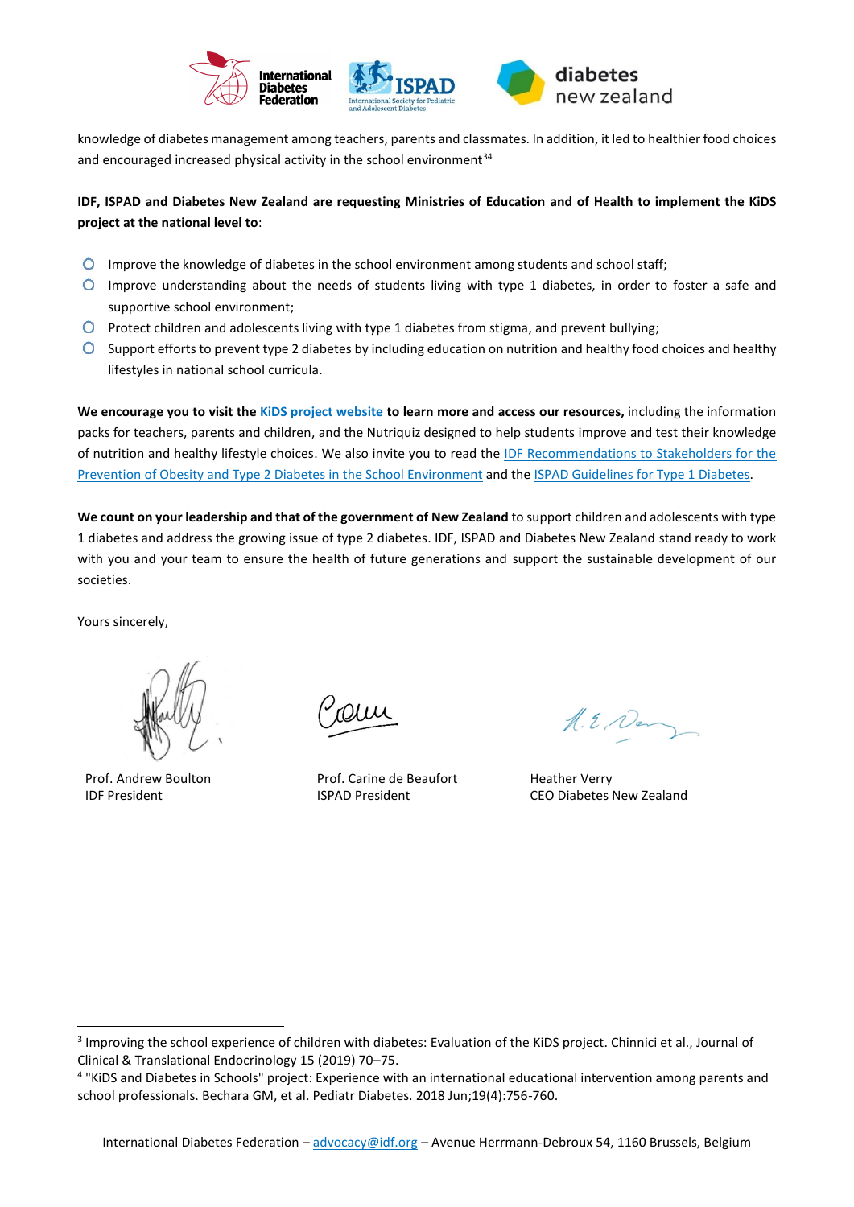knowledge of diabetes management among teachers, parents and classmates. In addition, it led to healthier food choices and encouraged increased physical activity in the school environment[3,4]

**IDF, ISPAD and Diabetes New Zealand are requesting Ministries of Education and of Health to implement the KiDS project at the national level to**:

- Improve the knowledge of diabetes in the school environment among students and school staff;
- Improve understanding about the needs of students living with type 1 diabetes, in order to foster a safe and supportive school environment;
- Protect children and adolescents living with type 1 diabetes from stigma, and prevent bullying;
- Support efforts to prevent type 2 diabetes by including education on nutrition and healthy food choices and healthy lifestyles in national school curricula.

**We encourage you to visit the KiDS project website to learn more and access our resources,** including the information packs for teachers, parents and children, and the Nutriquiz designed to help students improve and test their knowledge of nutrition and healthy lifestyle choices. We also invite you to read the IDF Recommendations to Stakeholders for the Prevention of Obesity and Type 2 Diabetes in the School Environment and the ISPAD Guidelines for Type 1 Diabetes.

**We count on your leadership and that of the government of New Zealand** to support children and adolescents with type 1 diabetes and address the growing issue of type 2 diabetes. IDF, ISPAD and Diabetes New Zealand stand ready to work with you and your team to ensure the health of future generations and support the sustainable development of our societies.

Yours sincerely,

Prof. Andrew Boulton
IDF President

Prof. Carine de Beaufort
ISPAD President

Heather Verry
CEO Diabetes New Zealand

---

[3] Improving the school experience of children with diabetes: Evaluation of the KiDS project. Chinnici et al., Journal of Clinical & Translational Endocrinology 15 (2019) 70–75.

[4] "KiDS and Diabetes in Schools" project: Experience with an international educational intervention among parents and school professionals. Bechara GM, et al. Pediatr Diabetes. 2018 Jun;19(4):756-760.

International Diabetes Federation – advocacy@idf.org – Avenue Herrmann-Debroux 54, 1160 Brussels, Belgium